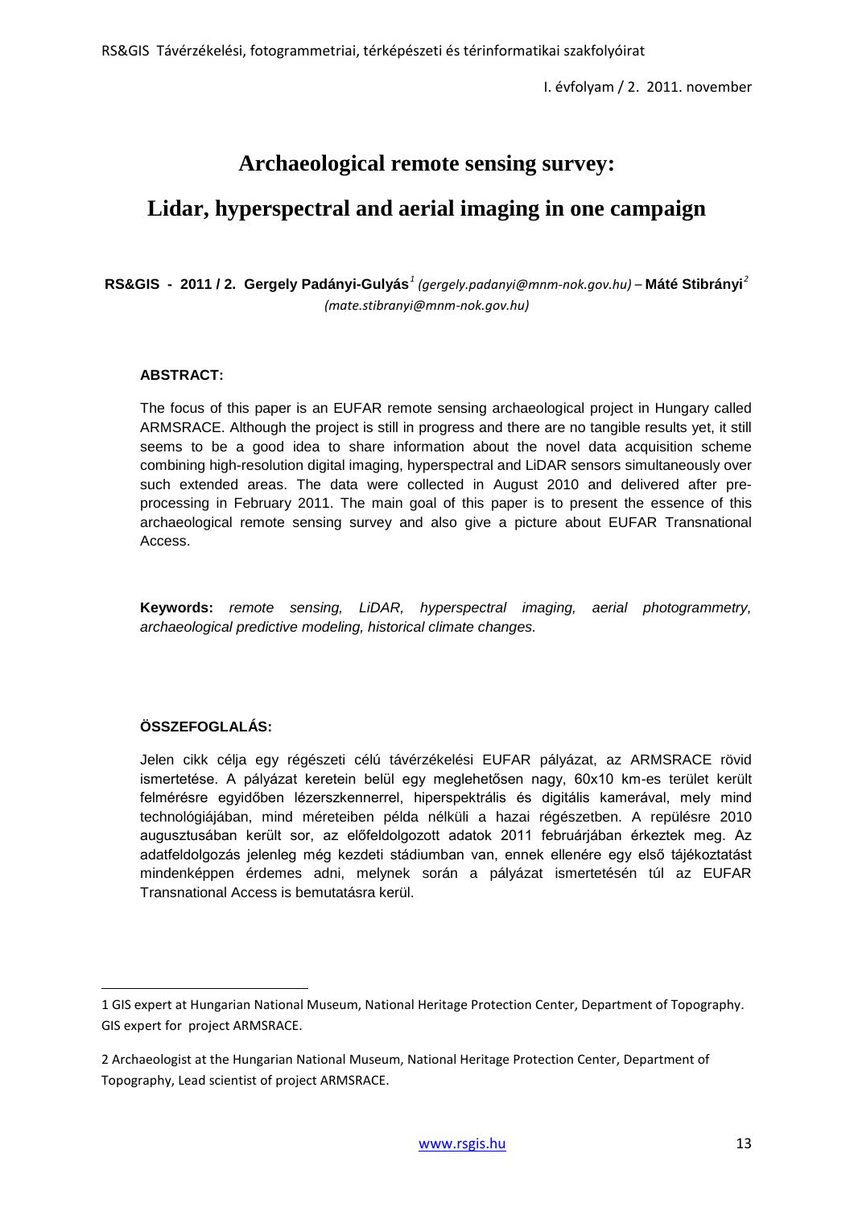# Archaeological remote sensing survey:

# Lidar, hyperspectral and aerial imaging in one campaign

**RS&GIS - 2011 / 2. Gergely Padányi-Gulyás**[1] *(gergely.padanyi@mnm-nok.gov.hu)* – **Máté Stibrányi**[2] *(mate.stibranyi@mnm-nok.gov.hu)*

**ABSTRACT:**

The focus of this paper is an EUFAR remote sensing archaeological project in Hungary called ARMSRACE. Although the project is still in progress and there are no tangible results yet, it still seems to be a good idea to share information about the novel data acquisition scheme combining high-resolution digital imaging, hyperspectral and LiDAR sensors simultaneously over such extended areas. The data were collected in August 2010 and delivered after pre-processing in February 2011. The main goal of this paper is to present the essence of this archaeological remote sensing survey and also give a picture about EUFAR Transnational Access.

**Keywords:** *remote sensing, LiDAR, hyperspectral imaging, aerial photogrammetry, archaeological predictive modeling, historical climate changes.*

**ÖSSZEFOGLALÁS:**

Jelen cikk célja egy régészeti célú távérzékelési EUFAR pályázat, az ARMSRACE rövid ismertetése. A pályázat keretein belül egy meglehetősen nagy, 60x10 km-es terület került felmérésre egyidőben lézerszkennerrel, hiperspektrális és digitális kamerával, mely mind technológiájában, mind méreteiben példa nélküli a hazai régészetben. A repülésre 2010 augusztusában került sor, az előfeldolgozott adatok 2011 februárjában érkeztek meg. Az adatfeldolgozás jelenleg még kezdeti stádiumban van, ennek ellenére egy első tájékoztatást mindenképpen érdemes adni, melynek során a pályázat ismertetésén túl az EUFAR Transnational Access is bemutatásra kerül.

---

1 GIS expert at Hungarian National Museum, National Heritage Protection Center, Department of Topography. GIS expert for project ARMSRACE.

2 Archaeologist at the Hungarian National Museum, National Heritage Protection Center, Department of Topography, Lead scientist of project ARMSRACE.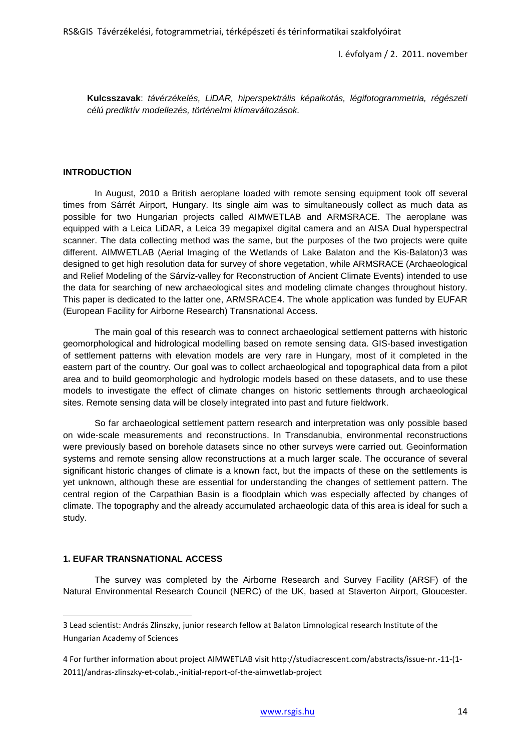**Kulcsszavak**: *távérzékelés, LiDAR, hiperspektrális képalkotás, légifotogrammetria, régészeti célú prediktív modellezés, történelmi klímaváltozások.*

## INTRODUCTION

In August, 2010 a British aeroplane loaded with remote sensing equipment took off several times from Sárrét Airport, Hungary. Its single aim was to simultaneously collect as much data as possible for two Hungarian projects called AIMWETLAB and ARMSRACE. The aeroplane was equipped with a Leica LiDAR, a Leica 39 megapixel digital camera and an AISA Dual hyperspectral scanner. The data collecting method was the same, but the purposes of the two projects were quite different. AIMWETLAB (Aerial Imaging of the Wetlands of Lake Balaton and the Kis-Balaton)[3] was designed to get high resolution data for survey of shore vegetation, while ARMSRACE (Archaeological and Relief Modeling of the Sárvíz-valley for Reconstruction of Ancient Climate Events) intended to use the data for searching of new archaeological sites and modeling climate changes throughout history. This paper is dedicated to the latter one, ARMSRACE[4]. The whole application was funded by EUFAR (European Facility for Airborne Research) Transnational Access.

The main goal of this research was to connect archaeological settlement patterns with historic geomorphological and hidrological modelling based on remote sensing data. GIS-based investigation of settlement patterns with elevation models are very rare in Hungary, most of it completed in the eastern part of the country. Our goal was to collect archaeological and topographical data from a pilot area and to build geomorphologic and hydrologic models based on these datasets, and to use these models to investigate the effect of climate changes on historic settlements through archaeological sites. Remote sensing data will be closely integrated into past and future fieldwork.

So far archaeological settlement pattern research and interpretation was only possible based on wide-scale measurements and reconstructions. In Transdanubia, environmental reconstructions were previously based on borehole datasets since no other surveys were carried out. Geoinformation systems and remote sensing allow reconstructions at a much larger scale. The occurance of several significant historic changes of climate is a known fact, but the impacts of these on the settlements is yet unknown, although these are essential for understanding the changes of settlement pattern. The central region of the Carpathian Basin is a floodplain which was especially affected by changes of climate. The topography and the already accumulated archaeologic data of this area is ideal for such a study.

## 1. EUFAR TRANSNATIONAL ACCESS

The survey was completed by the Airborne Research and Survey Facility (ARSF) of the Natural Environmental Research Council (NERC) of the UK, based at Staverton Airport, Gloucester.

---

[3] Lead scientist: András Zlinszky, junior research fellow at Balaton Limnological research Institute of the Hungarian Academy of Sciences

[4] For further information about project AIMWETLAB visit http://studiacrescent.com/abstracts/issue-nr.-11-(1-2011)/andras-zlinszky-et-colab.,-initial-report-of-the-aimwetlab-project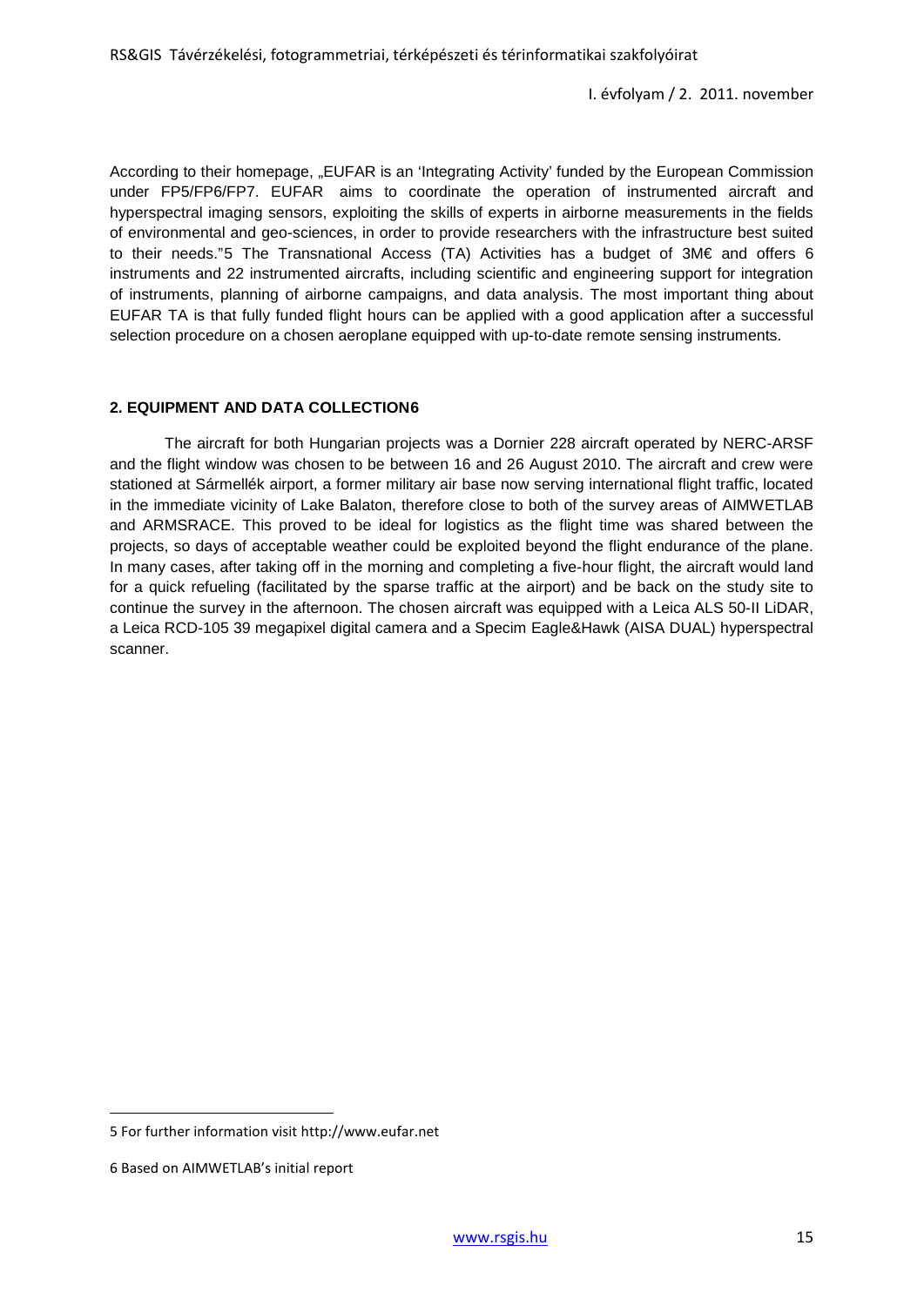According to their homepage, „EUFAR is an 'Integrating Activity' funded by the European Commission under FP5/FP6/FP7. EUFAR aims to coordinate the operation of instrumented aircraft and hyperspectral imaging sensors, exploiting the skills of experts in airborne measurements in the fields of environmental and geo-sciences, in order to provide researchers with the infrastructure best suited to their needs."[5] The Transnational Access (TA) Activities has a budget of 3M€ and offers 6 instruments and 22 instrumented aircrafts, including scientific and engineering support for integration of instruments, planning of airborne campaigns, and data analysis. The most important thing about EUFAR TA is that fully funded flight hours can be applied with a good application after a successful selection procedure on a chosen aeroplane equipped with up-to-date remote sensing instruments.

## 2. EQUIPMENT AND DATA COLLECTION[6]

The aircraft for both Hungarian projects was a Dornier 228 aircraft operated by NERC-ARSF and the flight window was chosen to be between 16 and 26 August 2010. The aircraft and crew were stationed at Sármellék airport, a former military air base now serving international flight traffic, located in the immediate vicinity of Lake Balaton, therefore close to both of the survey areas of AIMWETLAB and ARMSRACE. This proved to be ideal for logistics as the flight time was shared between the projects, so days of acceptable weather could be exploited beyond the flight endurance of the plane. In many cases, after taking off in the morning and completing a five-hour flight, the aircraft would land for a quick refueling (facilitated by the sparse traffic at the airport) and be back on the study site to continue the survey in the afternoon. The chosen aircraft was equipped with a Leica ALS 50-II LiDAR, a Leica RCD-105 39 megapixel digital camera and a Specim Eagle&Hawk (AISA DUAL) hyperspectral scanner.

---

5 For further information visit http://www.eufar.net

6 Based on AIMWETLAB's initial report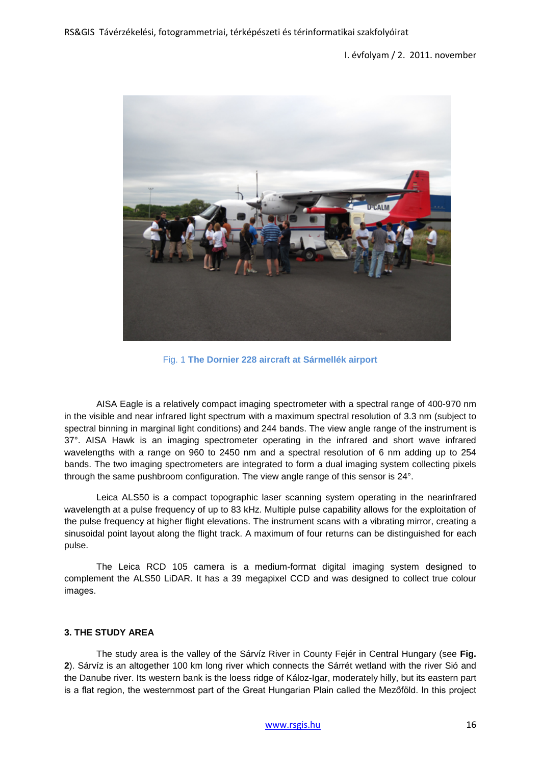Fig. 1 **The Dornier 228 aircraft at Sármellék airport**

AISA Eagle is a relatively compact imaging spectrometer with a spectral range of 400-970 nm in the visible and near infrared light spectrum with a maximum spectral resolution of 3.3 nm (subject to spectral binning in marginal light conditions) and 244 bands. The view angle range of the instrument is 37°. AISA Hawk is an imaging spectrometer operating in the infrared and short wave infrared wavelengths with a range on 960 to 2450 nm and a spectral resolution of 6 nm adding up to 254 bands. The two imaging spectrometers are integrated to form a dual imaging system collecting pixels through the same pushbroom configuration. The view angle range of this sensor is 24°.

Leica ALS50 is a compact topographic laser scanning system operating in the nearinfrared wavelength at a pulse frequency of up to 83 kHz. Multiple pulse capability allows for the exploitation of the pulse frequency at higher flight elevations. The instrument scans with a vibrating mirror, creating a sinusoidal point layout along the flight track. A maximum of four returns can be distinguished for each pulse.

The Leica RCD 105 camera is a medium-format digital imaging system designed to complement the ALS50 LiDAR. It has a 39 megapixel CCD and was designed to collect true colour images.

## 3. THE STUDY AREA

The study area is the valley of the Sárvíz River in County Fejér in Central Hungary (see **Fig. 2**). Sárvíz is an altogether 100 km long river which connects the Sárrét wetland with the river Sió and the Danube river. Its western bank is the loess ridge of Káloz-Igar, moderately hilly, but its eastern part is a flat region, the westernmost part of the Great Hungarian Plain called the Mezőföld. In this project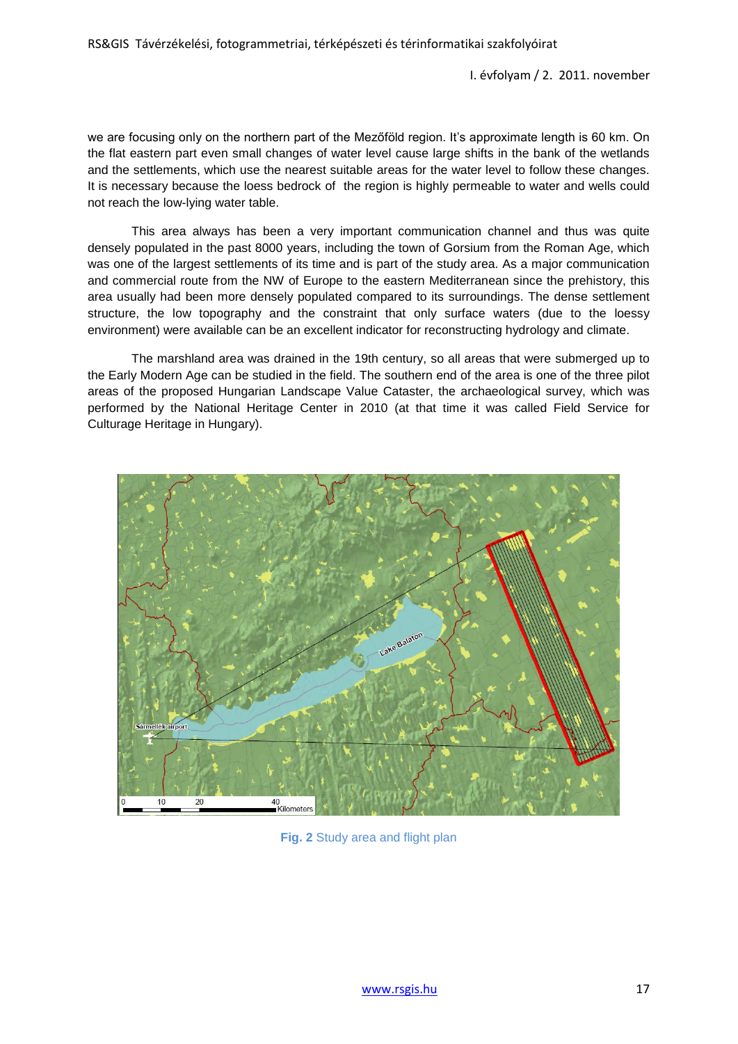we are focusing only on the northern part of the Mezőföld region. It's approximate length is 60 km. On the flat eastern part even small changes of water level cause large shifts in the bank of the wetlands and the settlements, which use the nearest suitable areas for the water level to follow these changes. It is necessary because the loess bedrock of the region is highly permeable to water and wells could not reach the low-lying water table.

This area always has been a very important communication channel and thus was quite densely populated in the past 8000 years, including the town of Gorsium from the Roman Age, which was one of the largest settlements of its time and is part of the study area. As a major communication and commercial route from the NW of Europe to the eastern Mediterranean since the prehistory, this area usually had been more densely populated compared to its surroundings. The dense settlement structure, the low topography and the constraint that only surface waters (due to the loessy environment) were available can be an excellent indicator for reconstructing hydrology and climate.

The marshland area was drained in the 19th century, so all areas that were submerged up to the Early Modern Age can be studied in the field. The southern end of the area is one of the three pilot areas of the proposed Hungarian Landscape Value Cataster, the archaeological survey, which was performed by the National Heritage Center in 2010 (at that time it was called Field Service for Culturage Heritage in Hungary).

**Fig. 2** Study area and flight plan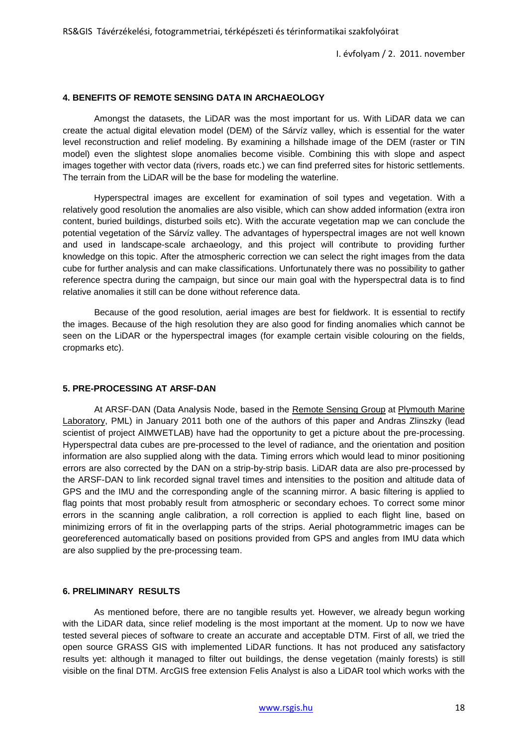#### 4. BENEFITS OF REMOTE SENSING DATA IN ARCHAEOLOGY

Amongst the datasets, the LiDAR was the most important for us. With LiDAR data we can create the actual digital elevation model (DEM) of the Sárvíz valley, which is essential for the water level reconstruction and relief modeling. By examining a hillshade image of the DEM (raster or TIN model) even the slightest slope anomalies become visible. Combining this with slope and aspect images together with vector data (rivers, roads etc.) we can find preferred sites for historic settlements. The terrain from the LiDAR will be the base for modeling the waterline.

Hyperspectral images are excellent for examination of soil types and vegetation. With a relatively good resolution the anomalies are also visible, which can show added information (extra iron content, buried buildings, disturbed soils etc). With the accurate vegetation map we can conclude the potential vegetation of the Sárvíz valley. The advantages of hyperspectral images are not well known and used in landscape-scale archaeology, and this project will contribute to providing further knowledge on this topic. After the atmospheric correction we can select the right images from the data cube for further analysis and can make classifications. Unfortunately there was no possibility to gather reference spectra during the campaign, but since our main goal with the hyperspectral data is to find relative anomalies it still can be done without reference data.

Because of the good resolution, aerial images are best for fieldwork. It is essential to rectify the images. Because of the high resolution they are also good for finding anomalies which cannot be seen on the LiDAR or the hyperspectral images (for example certain visible colouring on the fields, cropmarks etc).

#### 5. PRE-PROCESSING AT ARSF-DAN

At ARSF-DAN (Data Analysis Node, based in the Remote Sensing Group at Plymouth Marine Laboratory, PML) in January 2011 both one of the authors of this paper and Andras Zlinszky (lead scientist of project AIMWETLAB) have had the opportunity to get a picture about the pre-processing. Hyperspectral data cubes are pre-processed to the level of radiance, and the orientation and position information are also supplied along with the data. Timing errors which would lead to minor positioning errors are also corrected by the DAN on a strip-by-strip basis. LiDAR data are also pre-processed by the ARSF-DAN to link recorded signal travel times and intensities to the position and altitude data of GPS and the IMU and the corresponding angle of the scanning mirror. A basic filtering is applied to flag points that most probably result from atmospheric or secondary echoes. To correct some minor errors in the scanning angle calibration, a roll correction is applied to each flight line, based on minimizing errors of fit in the overlapping parts of the strips. Aerial photogrammetric images can be georeferenced automatically based on positions provided from GPS and angles from IMU data which are also supplied by the pre-processing team.

#### 6. PRELIMINARY RESULTS

As mentioned before, there are no tangible results yet. However, we already begun working with the LiDAR data, since relief modeling is the most important at the moment. Up to now we have tested several pieces of software to create an accurate and acceptable DTM. First of all, we tried the open source GRASS GIS with implemented LiDAR functions. It has not produced any satisfactory results yet: although it managed to filter out buildings, the dense vegetation (mainly forests) is still visible on the final DTM. ArcGIS free extension Felis Analyst is also a LiDAR tool which works with the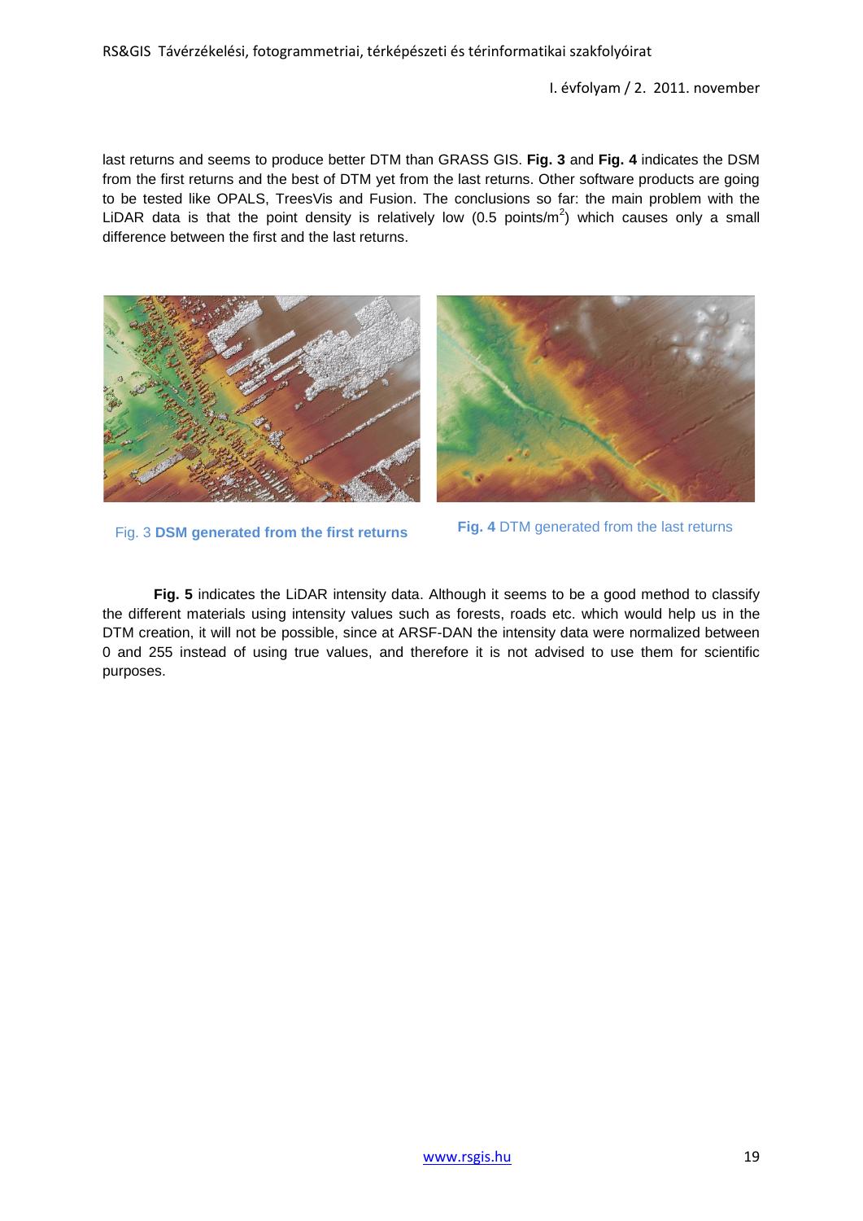last returns and seems to produce better DTM than GRASS GIS. **Fig. 3** and **Fig. 4** indicates the DSM from the first returns and the best of DTM yet from the last returns. Other software products are going to be tested like OPALS, TreesVis and Fusion. The conclusions so far: the main problem with the LiDAR data is that the point density is relatively low (0.5 points/m$^2$) which causes only a small difference between the first and the last returns.

Fig. 3 **DSM generated from the first returns**

**Fig. 4** DTM generated from the last returns

**Fig. 5** indicates the LiDAR intensity data. Although it seems to be a good method to classify the different materials using intensity values such as forests, roads etc. which would help us in the DTM creation, it will not be possible, since at ARSF-DAN the intensity data were normalized between 0 and 255 instead of using true values, and therefore it is not advised to use them for scientific purposes.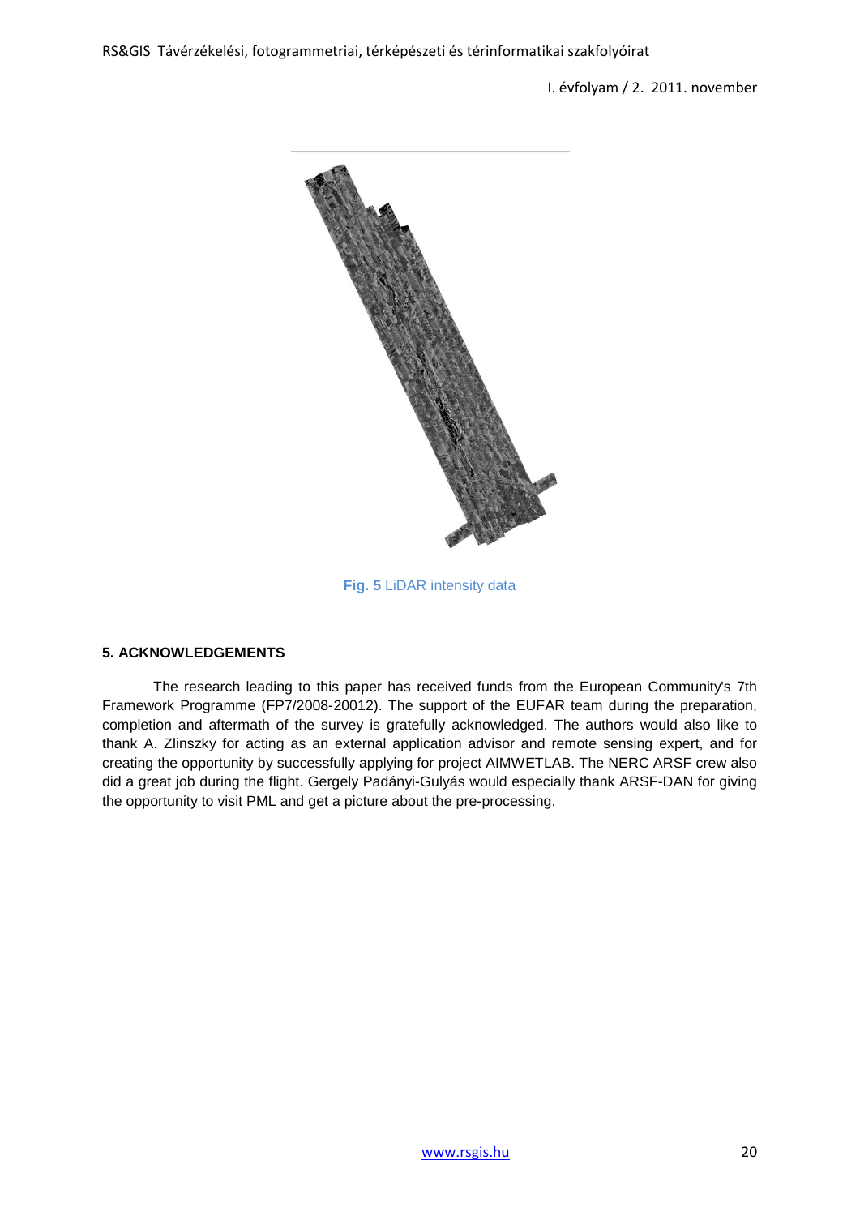**Fig. 5** LiDAR intensity data

### 5. ACKNOWLEDGEMENTS

The research leading to this paper has received funds from the European Community's 7th Framework Programme (FP7/2008-20012). The support of the EUFAR team during the preparation, completion and aftermath of the survey is gratefully acknowledged. The authors would also like to thank A. Zlinszky for acting as an external application advisor and remote sensing expert, and for creating the opportunity by successfully applying for project AIMWETLAB. The NERC ARSF crew also did a great job during the flight. Gergely Padányi-Gulyás would especially thank ARSF-DAN for giving the opportunity to visit PML and get a picture about the pre-processing.